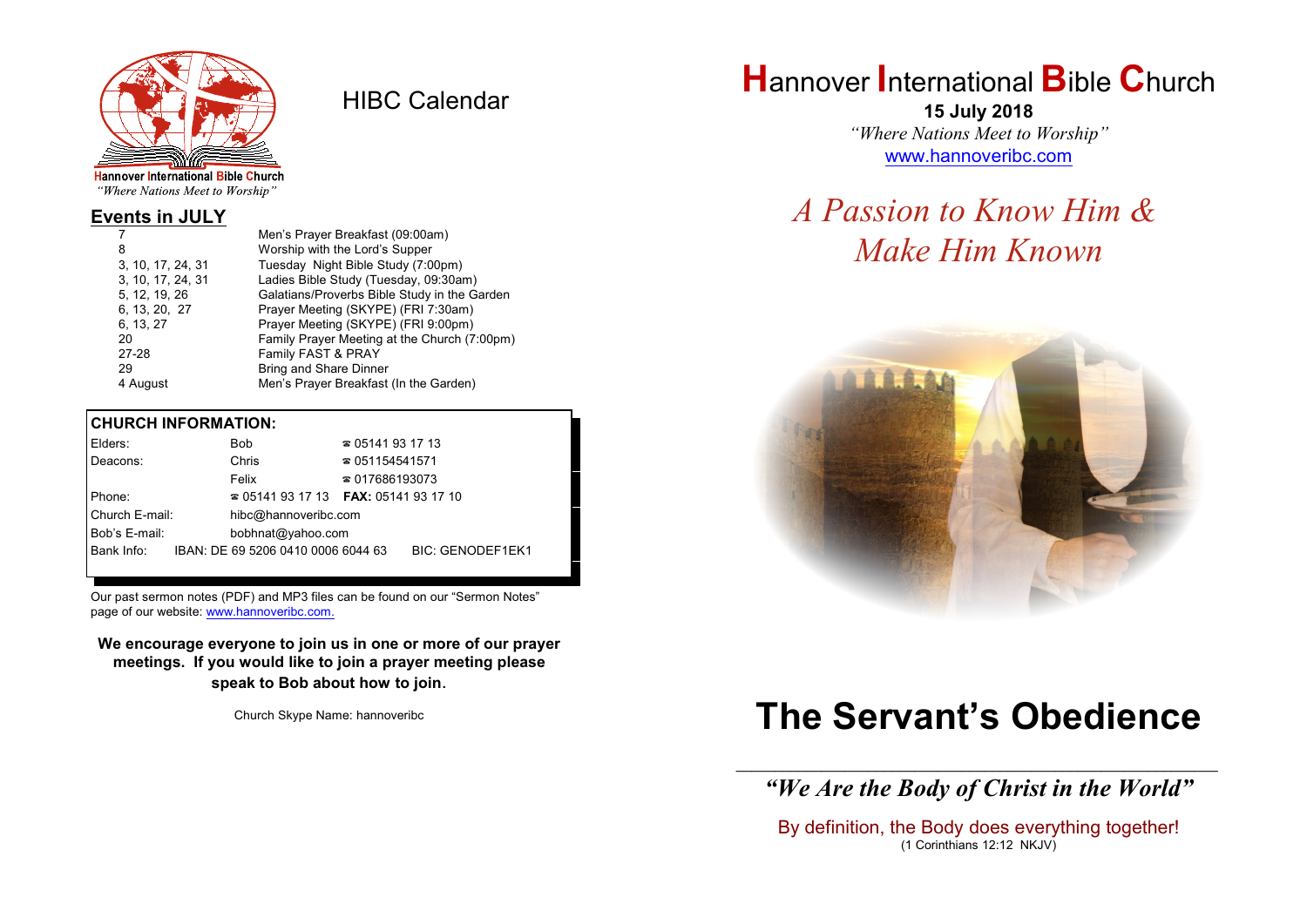Hannover International Bible Church
*"Where Nations Meet to Worship"*

# HIBC Calendar

## Events in JULY

| | |
|---|---|
| 7 | Men's Prayer Breakfast (09:00am) |
| 8 | Worship with the Lord's Supper |
| 3, 10, 17, 24, 31 | Tuesday Night Bible Study (7:00pm) |
| 3, 10, 17, 24, 31 | Ladies Bible Study (Tuesday, 09:30am) |
| 5, 12, 19, 26 | Galatians/Proverbs Bible Study in the Garden |
| 6, 13, 20, 27 | Prayer Meeting (SKYPE) (FRI 7:30am) |
| 6, 13, 27 | Prayer Meeting (SKYPE) (FRI 9:00pm) |
| 20 | Family Prayer Meeting at the Church (7:00pm) |
| 27-28 | Family FAST & PRAY |
| 29 | Bring and Share Dinner |
| 4 August | Men's Prayer Breakfast (In the Garden) |

## CHURCH INFORMATION:

| | | |
|---|---|---|
| Elders: | Bob | ☎ 05141 93 17 13 |
| Deacons: | Chris | ☎ 051154541571 |
| | Felix | ☎ 017686193073 |
| Phone: | ☎ 05141 93 17 13 | **FAX:** 05141 93 17 10 |
| Church E-mail: | hibc@hannoveribc.com | |
| Bob's E-mail: | bobhnat@yahoo.com | |
| Bank Info: | IBAN: DE 69 5206 0410 0006 6044 63 | BIC: GENODEF1EK1 |

Our past sermon notes (PDF) and MP3 files can be found on our "Sermon Notes" page of our website: www.hannoveribc.com.

**We encourage everyone to join us in one or more of our prayer meetings. If you would like to join a prayer meeting please speak to Bob about how to join.**

Church Skype Name: hannoveribc

# Hannover International Bible Church

**15 July 2018**

*"Where Nations Meet to Worship"*

www.hannoveribc.com

## *A Passion to Know Him & Make Him Known*

# The Servant's Obedience

***"We Are the Body of Christ in the World"***

By definition, the Body does everything together!
(1 Corinthians 12:12 NKJV)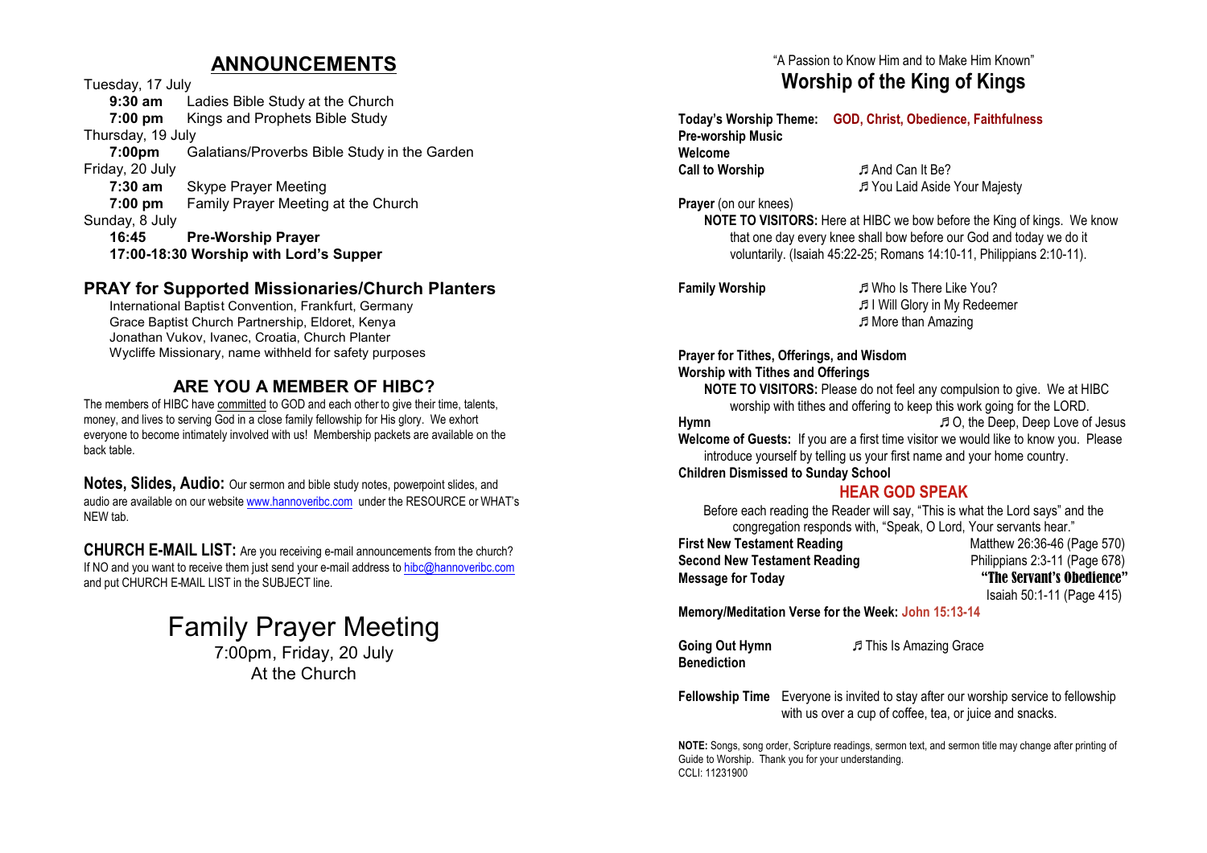# ANNOUNCEMENTS

Tuesday, 17 July

- **9:30 am** Ladies Bible Study at the Church
- **7:00 pm** Kings and Prophets Bible Study

Thursday, 19 July

- **7:00pm** Galatians/Proverbs Bible Study in the Garden

Friday, 20 July

- **7:30 am** Skype Prayer Meeting
- **7:00 pm** Family Prayer Meeting at the Church

Sunday, 8 July

- **16:45 Pre-Worship Prayer**
- **17:00-18:30 Worship with Lord's Supper**

## PRAY for Supported Missionaries/Church Planters

International Baptist Convention, Frankfurt, Germany
Grace Baptist Church Partnership, Eldoret, Kenya
Jonathan Vukov, Ivanec, Croatia, Church Planter
Wycliffe Missionary, name withheld for safety purposes

## ARE YOU A MEMBER OF HIBC?

The members of HIBC have committed to GOD and each other to give their time, talents, money, and lives to serving God in a close family fellowship for His glory. We exhort everyone to become intimately involved with us! Membership packets are available on the back table.

**Notes, Slides, Audio:** Our sermon and bible study notes, powerpoint slides, and audio are available on our website www.hannoveribc.com under the RESOURCE or WHAT's NEW tab.

**CHURCH E-MAIL LIST:** Are you receiving e-mail announcements from the church? If NO and you want to receive them just send your e-mail address to hibc@hannoveribc.com and put CHURCH E-MAIL LIST in the SUBJECT line.

# Family Prayer Meeting

7:00pm, Friday, 20 July
At the Church

"A Passion to Know Him and to Make Him Known"

# Worship of the King of Kings

**Today's Worship Theme:** **GOD, Christ, Obedience, Faithfulness**

**Pre-worship Music**

**Welcome**

**Call to Worship** ♬ And Can It Be?
♬ You Laid Aside Your Majesty

**Prayer** (on our knees)

**NOTE TO VISITORS:** Here at HIBC we bow before the King of kings. We know that one day every knee shall bow before our God and today we do it voluntarily. (Isaiah 45:22-25; Romans 14:10-11, Philippians 2:10-11).

**Family Worship** ♬ Who Is There Like You?
♬ I Will Glory in My Redeemer
♬ More than Amazing

**Prayer for Tithes, Offerings, and Wisdom**

**Worship with Tithes and Offerings**

**NOTE TO VISITORS:** Please do not feel any compulsion to give. We at HIBC worship with tithes and offering to keep this work going for the LORD.

**Hymn** ♬ O, the Deep, Deep Love of Jesus

**Welcome of Guests:** If you are a first time visitor we would like to know you. Please introduce yourself by telling us your first name and your home country.

**Children Dismissed to Sunday School**

## HEAR GOD SPEAK

Before each reading the Reader will say, "This is what the Lord says" and the congregation responds with, "Speak, O Lord, Your servants hear."

**First New Testament Reading** Matthew 26:36-46 (Page 570)

**Second New Testament Reading** Philippians 2:3-11 (Page 678)

**Message for Today** **"The Servant's Obedience"**
Isaiah 50:1-11 (Page 415)

**Memory/Meditation Verse for the Week: John 15:13-14**

**Going Out Hymn** ♬ This Is Amazing Grace

**Benediction**

**Fellowship Time** Everyone is invited to stay after our worship service to fellowship with us over a cup of coffee, tea, or juice and snacks.

**NOTE:** Songs, song order, Scripture readings, sermon text, and sermon title may change after printing of Guide to Worship. Thank you for your understanding.
CCLI: 11231900